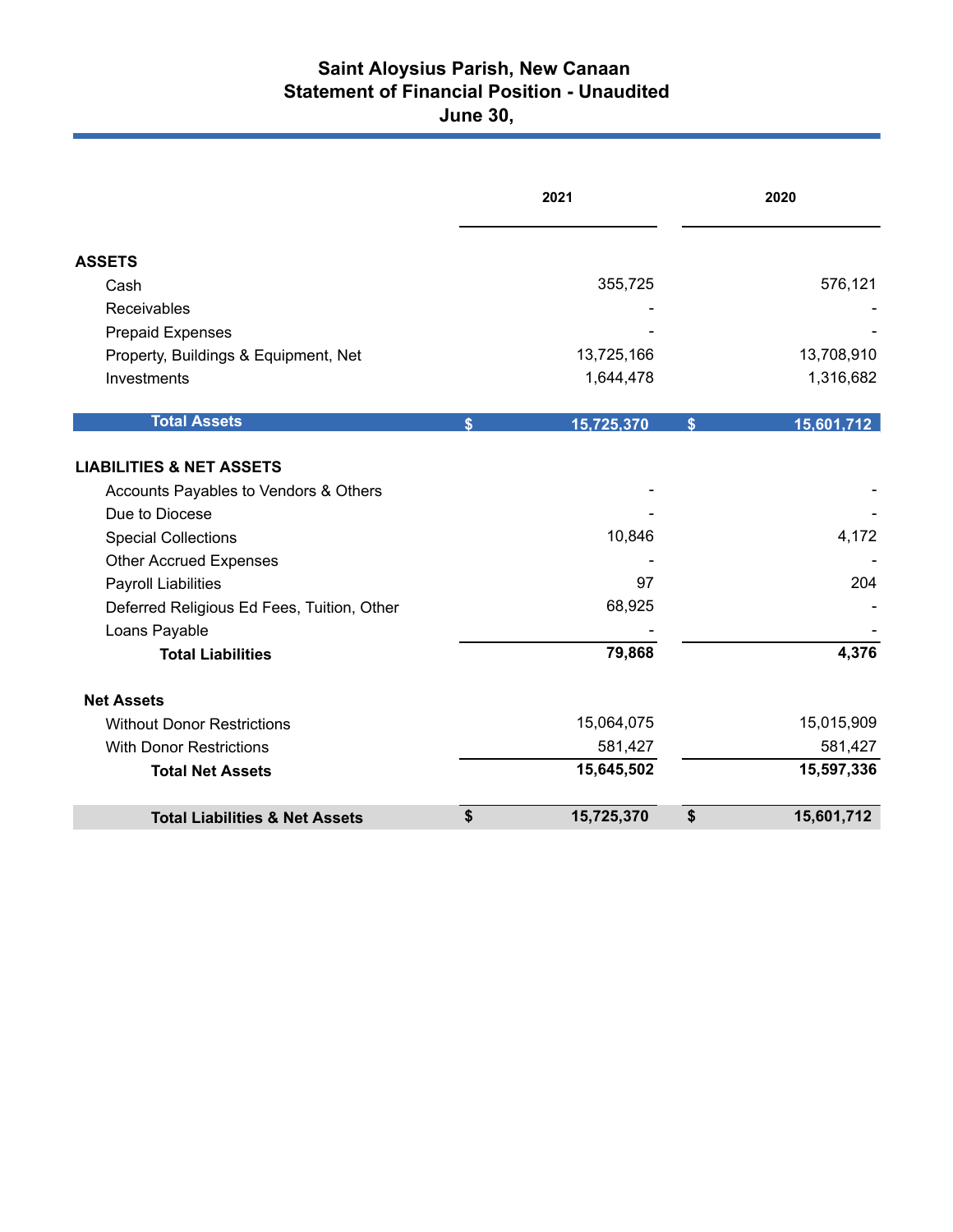# Saint Aloysius Parish, New Canaan
## Statement of Financial Position - Unaudited
### June 30,

| | 2021 | 2020 |
|---|---|---|
| **ASSETS** | | |
| Cash | 355,725 | 576,121 |
| Receivables | - | - |
| Prepaid Expenses | - | - |
| Property, Buildings & Equipment, Net | 13,725,166 | 13,708,910 |
| Investments | 1,644,478 | 1,316,682 |
| **Total Assets** | **$ 15,725,370** | **$ 15,601,712** |
| **LIABILITIES & NET ASSETS** | | |
| Accounts Payables to Vendors & Others | - | - |
| Due to Diocese | - | - |
| Special Collections | 10,846 | 4,172 |
| Other Accrued Expenses | - | - |
| Payroll Liabilities | 97 | 204 |
| Deferred Religious Ed Fees, Tuition, Other | 68,925 | - |
| Loans Payable | - | - |
| **Total Liabilities** | **79,868** | **4,376** |
| **Net Assets** | | |
| Without Donor Restrictions | 15,064,075 | 15,015,909 |
| With Donor Restrictions | 581,427 | 581,427 |
| **Total Net Assets** | **15,645,502** | **15,597,336** |
| **Total Liabilities & Net Assets** | **$ 15,725,370** | **$ 15,601,712** |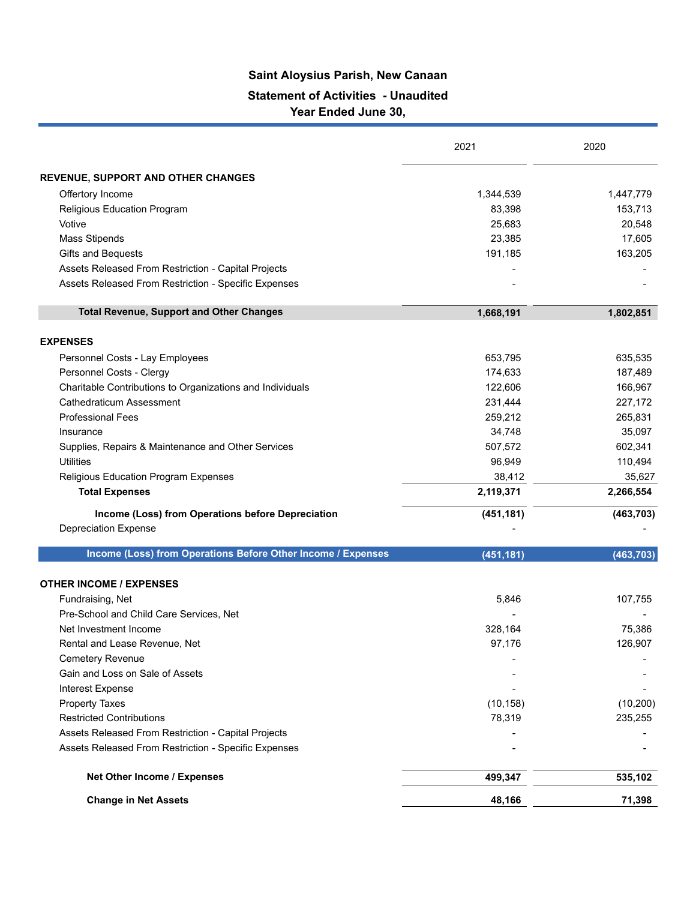## Saint Aloysius Parish, New Canaan

### Statement of Activities - Unaudited

### Year Ended June 30,

| | 2021 | 2020 |
|---|---|---|
| **REVENUE, SUPPORT AND OTHER CHANGES** | | |
| Offertory Income | 1,344,539 | 1,447,779 |
| Religious Education Program | 83,398 | 153,713 |
| Votive | 25,683 | 20,548 |
| Mass Stipends | 23,385 | 17,605 |
| Gifts and Bequests | 191,185 | 163,205 |
| Assets Released From Restriction - Capital Projects | - | - |
| Assets Released From Restriction - Specific Expenses | - | - |
| **Total Revenue, Support and Other Changes** | **1,668,191** | **1,802,851** |
| **EXPENSES** | | |
| Personnel Costs - Lay Employees | 653,795 | 635,535 |
| Personnel Costs - Clergy | 174,633 | 187,489 |
| Charitable Contributions to Organizations and Individuals | 122,606 | 166,967 |
| Cathedraticum Assessment | 231,444 | 227,172 |
| Professional Fees | 259,212 | 265,831 |
| Insurance | 34,748 | 35,097 |
| Supplies, Repairs & Maintenance and Other Services | 507,572 | 602,341 |
| Utilities | 96,949 | 110,494 |
| Religious Education Program Expenses | 38,412 | 35,627 |
| **Total Expenses** | **2,119,371** | **2,266,554** |
| **Income (Loss) from Operations before Depreciation** | **(451,181)** | **(463,703)** |
| Depreciation Expense | - | - |
| **Income (Loss) from Operations Before Other Income / Expenses** | **(451,181)** | **(463,703)** |
| **OTHER INCOME / EXPENSES** | | |
| Fundraising, Net | 5,846 | 107,755 |
| Pre-School and Child Care Services, Net | - | - |
| Net Investment Income | 328,164 | 75,386 |
| Rental and Lease Revenue, Net | 97,176 | 126,907 |
| Cemetery Revenue | - | - |
| Gain and Loss on Sale of Assets | - | - |
| Interest Expense | - | - |
| Property Taxes | (10,158) | (10,200) |
| Restricted Contributions | 78,319 | 235,255 |
| Assets Released From Restriction - Capital Projects | - | - |
| Assets Released From Restriction - Specific Expenses | - | - |
| **Net Other Income / Expenses** | **499,347** | **535,102** |
| **Change in Net Assets** | **48,166** | **71,398** |